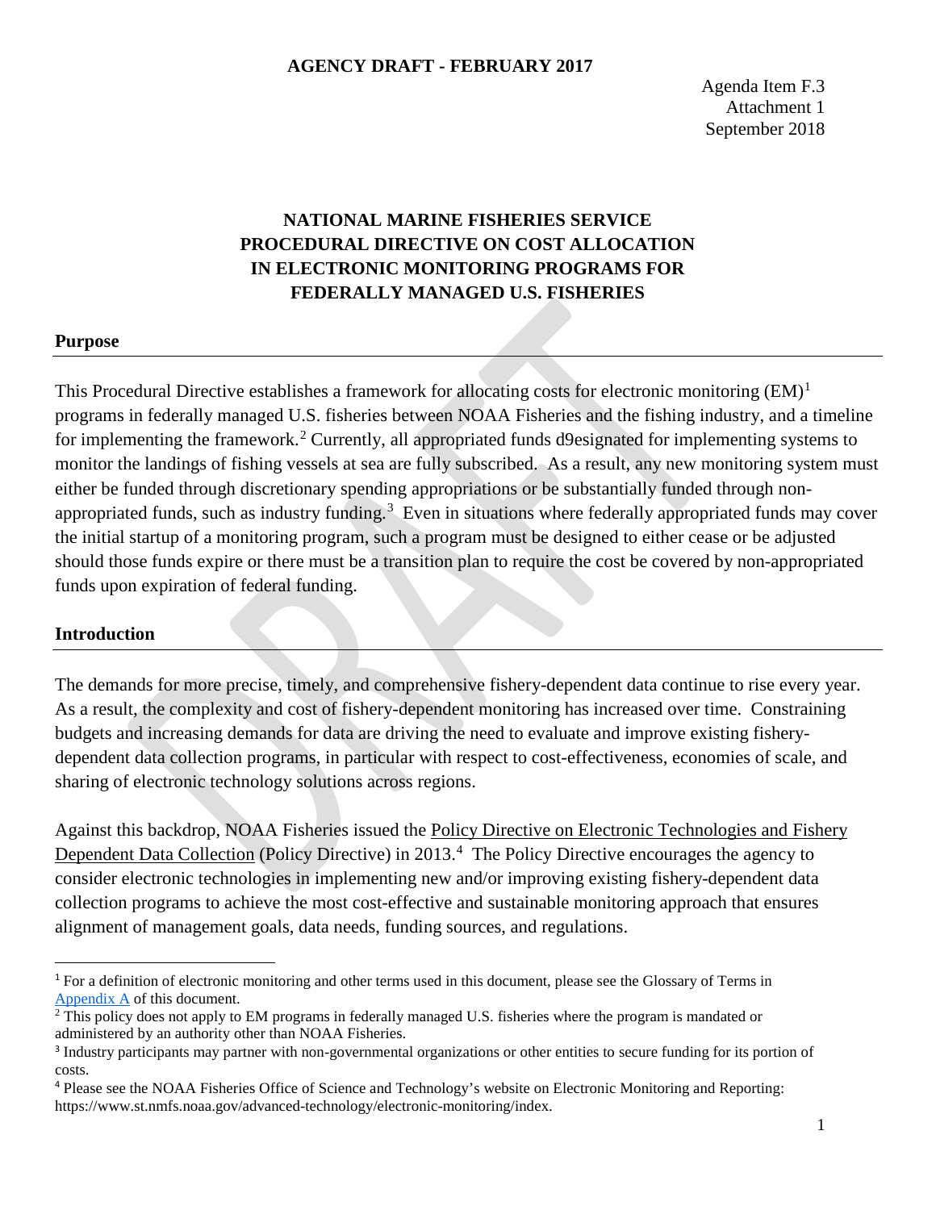**AGENCY DRAFT - FEBRUARY 2017**

Agenda Item F.3
Attachment 1
September 2018

# NATIONAL MARINE FISHERIES SERVICE PROCEDURAL DIRECTIVE ON COST ALLOCATION IN ELECTRONIC MONITORING PROGRAMS FOR FEDERALLY MANAGED U.S. FISHERIES

## Purpose

This Procedural Directive establishes a framework for allocating costs for electronic monitoring (EM)[1] programs in federally managed U.S. fisheries between NOAA Fisheries and the fishing industry, and a timeline for implementing the framework.[2] Currently, all appropriated funds d9esignated for implementing systems to monitor the landings of fishing vessels at sea are fully subscribed. As a result, any new monitoring system must either be funded through discretionary spending appropriations or be substantially funded through non-appropriated funds, such as industry funding.[3] Even in situations where federally appropriated funds may cover the initial startup of a monitoring program, such a program must be designed to either cease or be adjusted should those funds expire or there must be a transition plan to require the cost be covered by non-appropriated funds upon expiration of federal funding.

## Introduction

The demands for more precise, timely, and comprehensive fishery-dependent data continue to rise every year. As a result, the complexity and cost of fishery-dependent monitoring has increased over time. Constraining budgets and increasing demands for data are driving the need to evaluate and improve existing fishery-dependent data collection programs, in particular with respect to cost-effectiveness, economies of scale, and sharing of electronic technology solutions across regions.

Against this backdrop, NOAA Fisheries issued the Policy Directive on Electronic Technologies and Fishery Dependent Data Collection (Policy Directive) in 2013.[4] The Policy Directive encourages the agency to consider electronic technologies in implementing new and/or improving existing fishery-dependent data collection programs to achieve the most cost-effective and sustainable monitoring approach that ensures alignment of management goals, data needs, funding sources, and regulations.

---

[1] For a definition of electronic monitoring and other terms used in this document, please see the Glossary of Terms in Appendix A of this document.

[2] This policy does not apply to EM programs in federally managed U.S. fisheries where the program is mandated or administered by an authority other than NOAA Fisheries.

[3] Industry participants may partner with non-governmental organizations or other entities to secure funding for its portion of costs.

[4] Please see the NOAA Fisheries Office of Science and Technology's website on Electronic Monitoring and Reporting: https://www.st.nmfs.noaa.gov/advanced-technology/electronic-monitoring/index.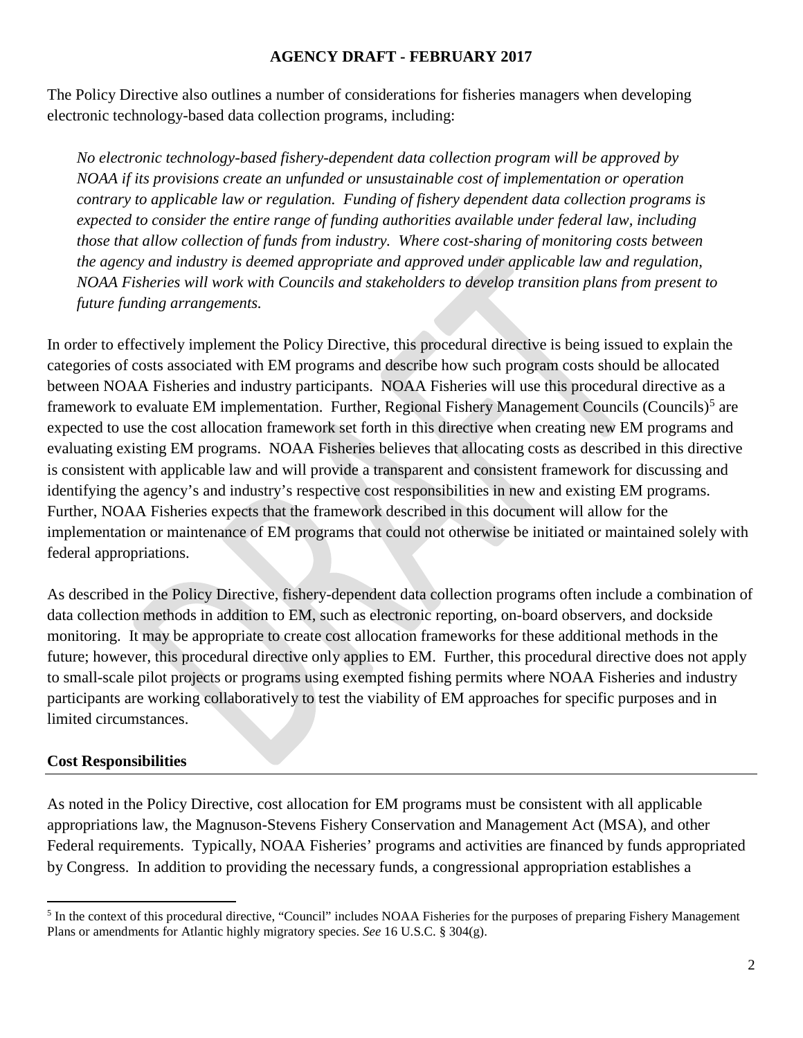The Policy Directive also outlines a number of considerations for fisheries managers when developing electronic technology-based data collection programs, including:

> *No electronic technology-based fishery-dependent data collection program will be approved by NOAA if its provisions create an unfunded or unsustainable cost of implementation or operation contrary to applicable law or regulation. Funding of fishery dependent data collection programs is expected to consider the entire range of funding authorities available under federal law, including those that allow collection of funds from industry. Where cost-sharing of monitoring costs between the agency and industry is deemed appropriate and approved under applicable law and regulation, NOAA Fisheries will work with Councils and stakeholders to develop transition plans from present to future funding arrangements.*

In order to effectively implement the Policy Directive, this procedural directive is being issued to explain the categories of costs associated with EM programs and describe how such program costs should be allocated between NOAA Fisheries and industry participants. NOAA Fisheries will use this procedural directive as a framework to evaluate EM implementation. Further, Regional Fishery Management Councils (Councils)[5] are expected to use the cost allocation framework set forth in this directive when creating new EM programs and evaluating existing EM programs. NOAA Fisheries believes that allocating costs as described in this directive is consistent with applicable law and will provide a transparent and consistent framework for discussing and identifying the agency's and industry's respective cost responsibilities in new and existing EM programs. Further, NOAA Fisheries expects that the framework described in this document will allow for the implementation or maintenance of EM programs that could not otherwise be initiated or maintained solely with federal appropriations.

As described in the Policy Directive, fishery-dependent data collection programs often include a combination of data collection methods in addition to EM, such as electronic reporting, on-board observers, and dockside monitoring. It may be appropriate to create cost allocation frameworks for these additional methods in the future; however, this procedural directive only applies to EM. Further, this procedural directive does not apply to small-scale pilot projects or programs using exempted fishing permits where NOAA Fisheries and industry participants are working collaboratively to test the viability of EM approaches for specific purposes and in limited circumstances.

## Cost Responsibilities

As noted in the Policy Directive, cost allocation for EM programs must be consistent with all applicable appropriations law, the Magnuson-Stevens Fishery Conservation and Management Act (MSA), and other Federal requirements. Typically, NOAA Fisheries' programs and activities are financed by funds appropriated by Congress. In addition to providing the necessary funds, a congressional appropriation establishes a

---

[5] In the context of this procedural directive, "Council" includes NOAA Fisheries for the purposes of preparing Fishery Management Plans or amendments for Atlantic highly migratory species. *See* 16 U.S.C. § 304(g).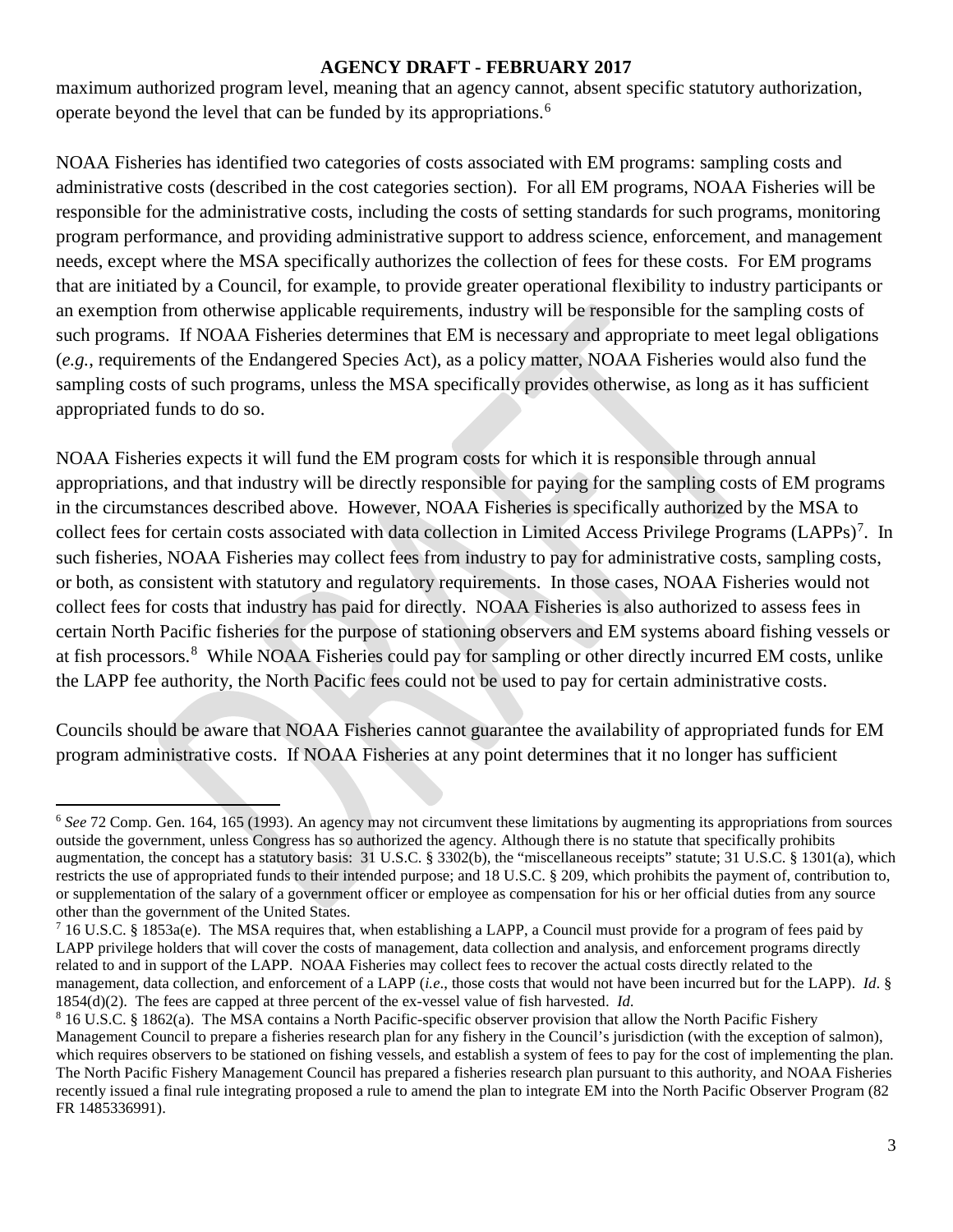maximum authorized program level, meaning that an agency cannot, absent specific statutory authorization, operate beyond the level that can be funded by its appropriations.[6]

NOAA Fisheries has identified two categories of costs associated with EM programs: sampling costs and administrative costs (described in the cost categories section). For all EM programs, NOAA Fisheries will be responsible for the administrative costs, including the costs of setting standards for such programs, monitoring program performance, and providing administrative support to address science, enforcement, and management needs, except where the MSA specifically authorizes the collection of fees for these costs. For EM programs that are initiated by a Council, for example, to provide greater operational flexibility to industry participants or an exemption from otherwise applicable requirements, industry will be responsible for the sampling costs of such programs. If NOAA Fisheries determines that EM is necessary and appropriate to meet legal obligations (*e.g.*, requirements of the Endangered Species Act), as a policy matter, NOAA Fisheries would also fund the sampling costs of such programs, unless the MSA specifically provides otherwise, as long as it has sufficient appropriated funds to do so.

NOAA Fisheries expects it will fund the EM program costs for which it is responsible through annual appropriations, and that industry will be directly responsible for paying for the sampling costs of EM programs in the circumstances described above. However, NOAA Fisheries is specifically authorized by the MSA to collect fees for certain costs associated with data collection in Limited Access Privilege Programs (LAPPs)[7]. In such fisheries, NOAA Fisheries may collect fees from industry to pay for administrative costs, sampling costs, or both, as consistent with statutory and regulatory requirements. In those cases, NOAA Fisheries would not collect fees for costs that industry has paid for directly. NOAA Fisheries is also authorized to assess fees in certain North Pacific fisheries for the purpose of stationing observers and EM systems aboard fishing vessels or at fish processors.[8] While NOAA Fisheries could pay for sampling or other directly incurred EM costs, unlike the LAPP fee authority, the North Pacific fees could not be used to pay for certain administrative costs.

Councils should be aware that NOAA Fisheries cannot guarantee the availability of appropriated funds for EM program administrative costs. If NOAA Fisheries at any point determines that it no longer has sufficient

---

[6] *See* 72 Comp. Gen. 164, 165 (1993). An agency may not circumvent these limitations by augmenting its appropriations from sources outside the government, unless Congress has so authorized the agency. Although there is no statute that specifically prohibits augmentation, the concept has a statutory basis: 31 U.S.C. § 3302(b), the "miscellaneous receipts" statute; 31 U.S.C. § 1301(a), which restricts the use of appropriated funds to their intended purpose; and 18 U.S.C. § 209, which prohibits the payment of, contribution to, or supplementation of the salary of a government officer or employee as compensation for his or her official duties from any source other than the government of the United States.

[7] 16 U.S.C. § 1853a(e). The MSA requires that, when establishing a LAPP, a Council must provide for a program of fees paid by LAPP privilege holders that will cover the costs of management, data collection and analysis, and enforcement programs directly related to and in support of the LAPP. NOAA Fisheries may collect fees to recover the actual costs directly related to the management, data collection, and enforcement of a LAPP (*i.e*., those costs that would not have been incurred but for the LAPP). *Id*. § 1854(d)(2). The fees are capped at three percent of the ex-vessel value of fish harvested. *Id.*

[8] 16 U.S.C. § 1862(a). The MSA contains a North Pacific-specific observer provision that allow the North Pacific Fishery Management Council to prepare a fisheries research plan for any fishery in the Council's jurisdiction (with the exception of salmon), which requires observers to be stationed on fishing vessels, and establish a system of fees to pay for the cost of implementing the plan. The North Pacific Fishery Management Council has prepared a fisheries research plan pursuant to this authority, and NOAA Fisheries recently issued a final rule integrating proposed a rule to amend the plan to integrate EM into the North Pacific Observer Program (82 FR 1485336991).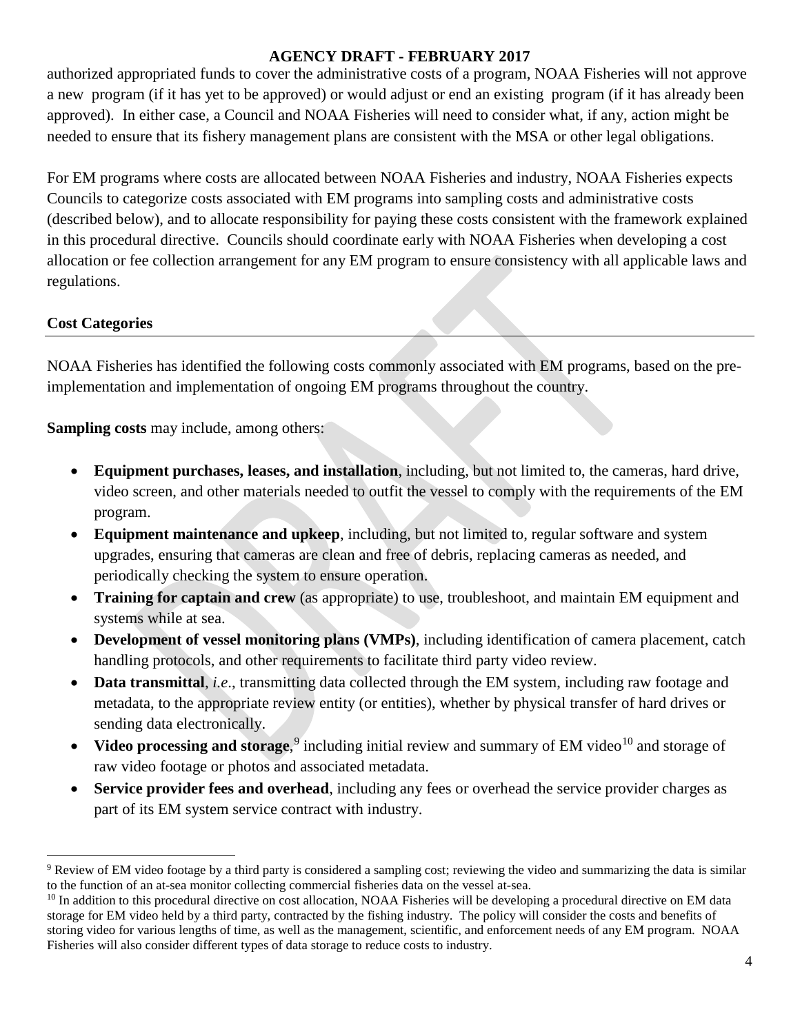authorized appropriated funds to cover the administrative costs of a program, NOAA Fisheries will not approve a new program (if it has yet to be approved) or would adjust or end an existing program (if it has already been approved). In either case, a Council and NOAA Fisheries will need to consider what, if any, action might be needed to ensure that its fishery management plans are consistent with the MSA or other legal obligations.

For EM programs where costs are allocated between NOAA Fisheries and industry, NOAA Fisheries expects Councils to categorize costs associated with EM programs into sampling costs and administrative costs (described below), and to allocate responsibility for paying these costs consistent with the framework explained in this procedural directive. Councils should coordinate early with NOAA Fisheries when developing a cost allocation or fee collection arrangement for any EM program to ensure consistency with all applicable laws and regulations.

## Cost Categories

NOAA Fisheries has identified the following costs commonly associated with EM programs, based on the pre-implementation and implementation of ongoing EM programs throughout the country.

**Sampling costs** may include, among others:

- **Equipment purchases, leases, and installation**, including, but not limited to, the cameras, hard drive, video screen, and other materials needed to outfit the vessel to comply with the requirements of the EM program.
- **Equipment maintenance and upkeep**, including, but not limited to, regular software and system upgrades, ensuring that cameras are clean and free of debris, replacing cameras as needed, and periodically checking the system to ensure operation.
- **Training for captain and crew** (as appropriate) to use, troubleshoot, and maintain EM equipment and systems while at sea.
- **Development of vessel monitoring plans (VMPs)**, including identification of camera placement, catch handling protocols, and other requirements to facilitate third party video review.
- **Data transmittal**, *i.e.*, transmitting data collected through the EM system, including raw footage and metadata, to the appropriate review entity (or entities), whether by physical transfer of hard drives or sending data electronically.
- **Video processing and storage**,[9] including initial review and summary of EM video[10] and storage of raw video footage or photos and associated metadata.
- **Service provider fees and overhead**, including any fees or overhead the service provider charges as part of its EM system service contract with industry.

---

[9] Review of EM video footage by a third party is considered a sampling cost; reviewing the video and summarizing the data is similar to the function of an at-sea monitor collecting commercial fisheries data on the vessel at-sea.

[10] In addition to this procedural directive on cost allocation, NOAA Fisheries will be developing a procedural directive on EM data storage for EM video held by a third party, contracted by the fishing industry. The policy will consider the costs and benefits of storing video for various lengths of time, as well as the management, scientific, and enforcement needs of any EM program. NOAA Fisheries will also consider different types of data storage to reduce costs to industry.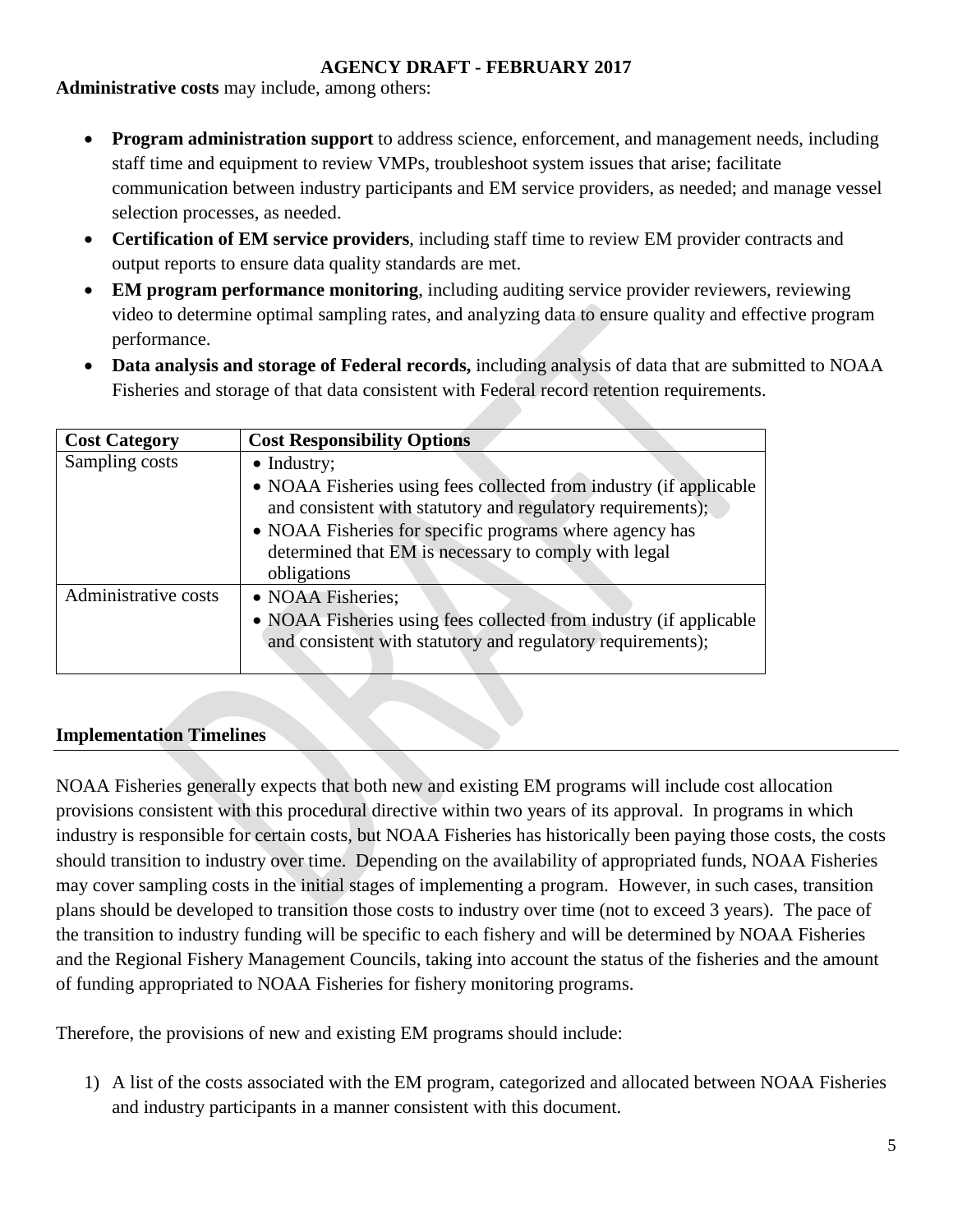**Administrative costs** may include, among others:

- **Program administration support** to address science, enforcement, and management needs, including staff time and equipment to review VMPs, troubleshoot system issues that arise; facilitate communication between industry participants and EM service providers, as needed; and manage vessel selection processes, as needed.
- **Certification of EM service providers**, including staff time to review EM provider contracts and output reports to ensure data quality standards are met.
- **EM program performance monitoring**, including auditing service provider reviewers, reviewing video to determine optimal sampling rates, and analyzing data to ensure quality and effective program performance.
- **Data analysis and storage of Federal records,** including analysis of data that are submitted to NOAA Fisheries and storage of that data consistent with Federal record retention requirements.

| Cost Category | Cost Responsibility Options |
|---|---|
| Sampling costs | • Industry;<br>• NOAA Fisheries using fees collected from industry (if applicable and consistent with statutory and regulatory requirements);<br>• NOAA Fisheries for specific programs where agency has determined that EM is necessary to comply with legal obligations |
| Administrative costs | • NOAA Fisheries;<br>• NOAA Fisheries using fees collected from industry (if applicable and consistent with statutory and regulatory requirements); |

## Implementation Timelines

NOAA Fisheries generally expects that both new and existing EM programs will include cost allocation provisions consistent with this procedural directive within two years of its approval. In programs in which industry is responsible for certain costs, but NOAA Fisheries has historically been paying those costs, the costs should transition to industry over time. Depending on the availability of appropriated funds, NOAA Fisheries may cover sampling costs in the initial stages of implementing a program. However, in such cases, transition plans should be developed to transition those costs to industry over time (not to exceed 3 years). The pace of the transition to industry funding will be specific to each fishery and will be determined by NOAA Fisheries and the Regional Fishery Management Councils, taking into account the status of the fisheries and the amount of funding appropriated to NOAA Fisheries for fishery monitoring programs.

Therefore, the provisions of new and existing EM programs should include:

1) A list of the costs associated with the EM program, categorized and allocated between NOAA Fisheries and industry participants in a manner consistent with this document.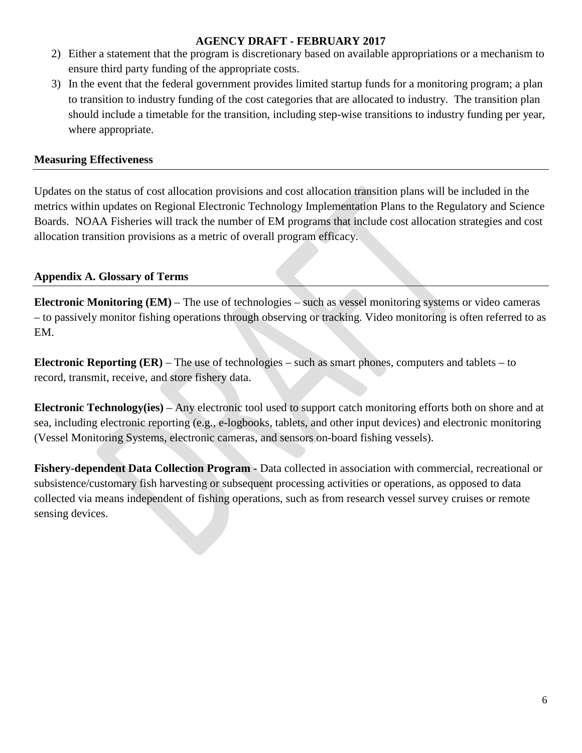2) Either a statement that the program is discretionary based on available appropriations or a mechanism to ensure third party funding of the appropriate costs.
3) In the event that the federal government provides limited startup funds for a monitoring program; a plan to transition to industry funding of the cost categories that are allocated to industry. The transition plan should include a timetable for the transition, including step-wise transitions to industry funding per year, where appropriate.

### Measuring Effectiveness

Updates on the status of cost allocation provisions and cost allocation transition plans will be included in the metrics within updates on Regional Electronic Technology Implementation Plans to the Regulatory and Science Boards. NOAA Fisheries will track the number of EM programs that include cost allocation strategies and cost allocation transition provisions as a metric of overall program efficacy.

### Appendix A. Glossary of Terms

**Electronic Monitoring (EM)** – The use of technologies – such as vessel monitoring systems or video cameras – to passively monitor fishing operations through observing or tracking. Video monitoring is often referred to as EM.

**Electronic Reporting (ER)** – The use of technologies – such as smart phones, computers and tablets – to record, transmit, receive, and store fishery data.

**Electronic Technology(ies)** – Any electronic tool used to support catch monitoring efforts both on shore and at sea, including electronic reporting (e.g., e-logbooks, tablets, and other input devices) and electronic monitoring (Vessel Monitoring Systems, electronic cameras, and sensors on-board fishing vessels).

**Fishery-dependent Data Collection Program** - Data collected in association with commercial, recreational or subsistence/customary fish harvesting or subsequent processing activities or operations, as opposed to data collected via means independent of fishing operations, such as from research vessel survey cruises or remote sensing devices.